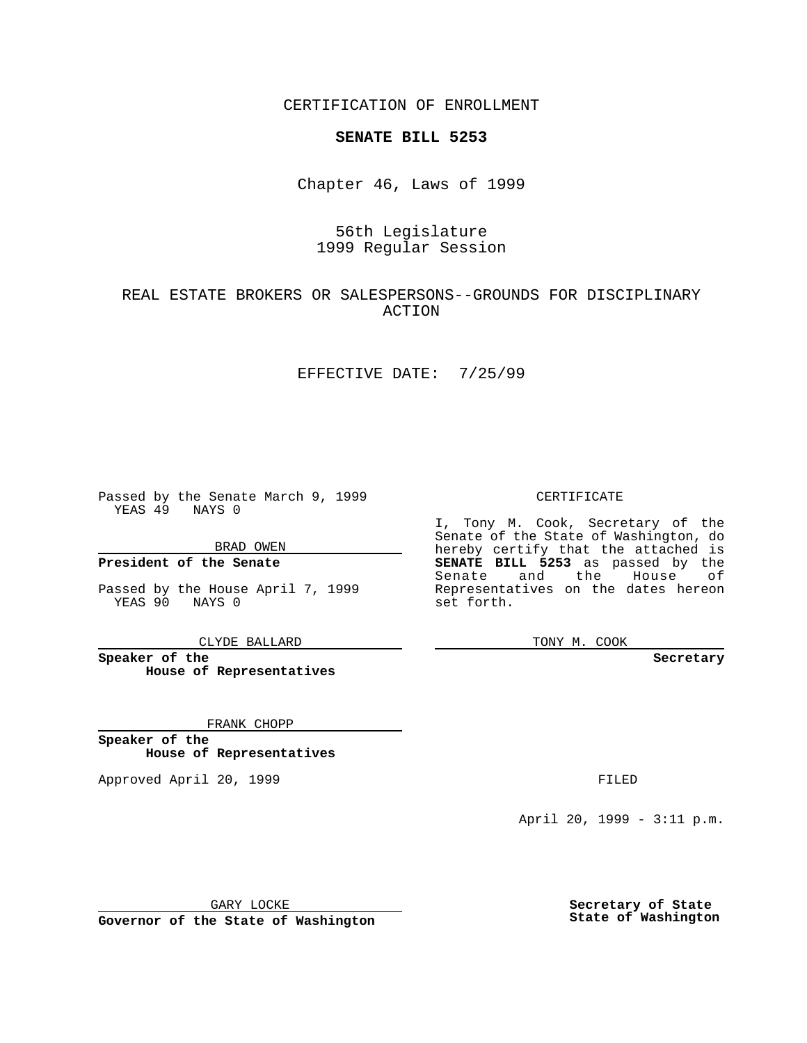CERTIFICATION OF ENROLLMENT

**SENATE BILL 5253**

Chapter 46, Laws of 1999

56th Legislature
1999 Regular Session

REAL ESTATE BROKERS OR SALESPERSONS--GROUNDS FOR DISCIPLINARY ACTION

EFFECTIVE DATE: 7/25/99

Passed by the Senate March 9, 1999
YEAS 49 NAYS 0

BRAD OWEN

**President of the Senate**

Passed by the House April 7, 1999
YEAS 90 NAYS 0

CLYDE BALLARD

**Speaker of the House of Representatives**

FRANK CHOPP

**Speaker of the House of Representatives**

Approved April 20, 1999

GARY LOCKE

**Governor of the State of Washington**

CERTIFICATE

I, Tony M. Cook, Secretary of the Senate of the State of Washington, do hereby certify that the attached is **SENATE BILL 5253** as passed by the Senate and the House of Representatives on the dates hereon set forth.

TONY M. COOK

**Secretary**

FILED

April 20, 1999 - 3:11 p.m.

**Secretary of State State of Washington**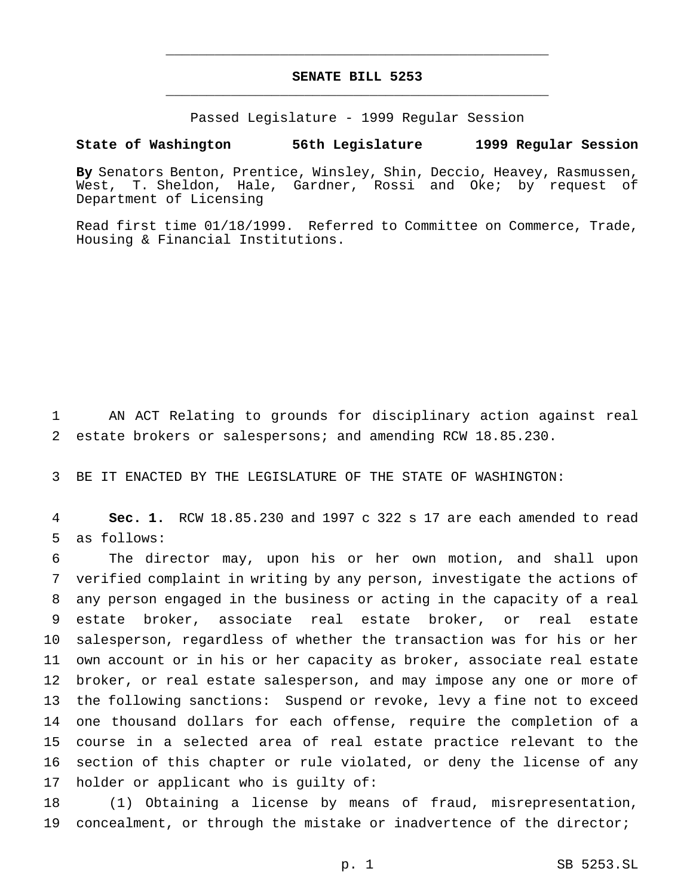# SENATE BILL 5253

Passed Legislature - 1999 Regular Session

**State of Washington 56th Legislature 1999 Regular Session**

**By** Senators Benton, Prentice, Winsley, Shin, Deccio, Heavey, Rasmussen, West, T. Sheldon, Hale, Gardner, Rossi and Oke; by request of Department of Licensing

Read first time 01/18/1999. Referred to Committee on Commerce, Trade, Housing & Financial Institutions.

AN ACT Relating to grounds for disciplinary action against real estate brokers or salespersons; and amending RCW 18.85.230.

BE IT ENACTED BY THE LEGISLATURE OF THE STATE OF WASHINGTON:

**Sec. 1.** RCW 18.85.230 and 1997 c 322 s 17 are each amended to read as follows:

The director may, upon his or her own motion, and shall upon verified complaint in writing by any person, investigate the actions of any person engaged in the business or acting in the capacity of a real estate broker, associate real estate broker, or real estate salesperson, regardless of whether the transaction was for his or her own account or in his or her capacity as broker, associate real estate broker, or real estate salesperson, and may impose any one or more of the following sanctions: Suspend or revoke, levy a fine not to exceed one thousand dollars for each offense, require the completion of a course in a selected area of real estate practice relevant to the section of this chapter or rule violated, or deny the license of any holder or applicant who is guilty of:

(1) Obtaining a license by means of fraud, misrepresentation, concealment, or through the mistake or inadvertence of the director;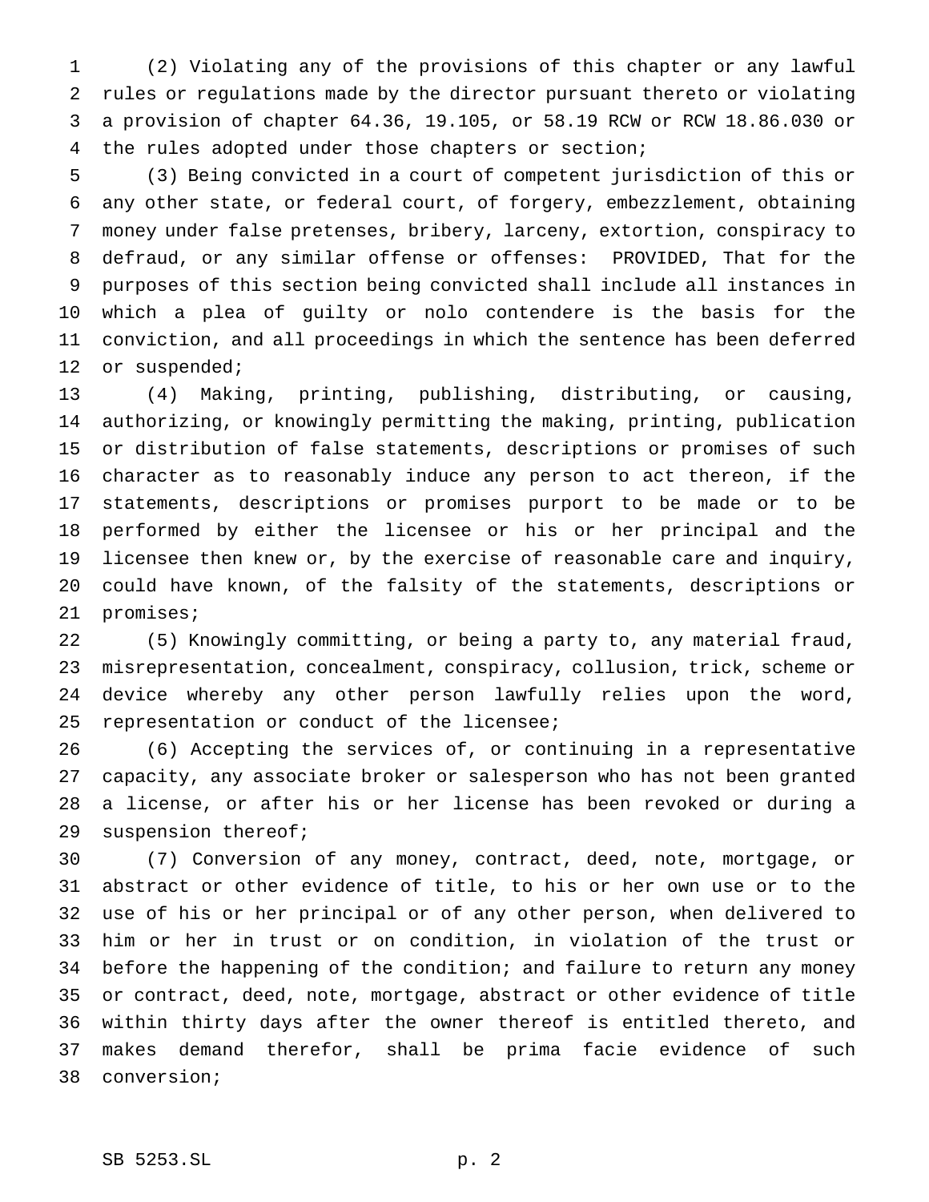(2) Violating any of the provisions of this chapter or any lawful rules or regulations made by the director pursuant thereto or violating a provision of chapter 64.36, 19.105, or 58.19 RCW or RCW 18.86.030 or the rules adopted under those chapters or section;

(3) Being convicted in a court of competent jurisdiction of this or any other state, or federal court, of forgery, embezzlement, obtaining money under false pretenses, bribery, larceny, extortion, conspiracy to defraud, or any similar offense or offenses: PROVIDED, That for the purposes of this section being convicted shall include all instances in which a plea of guilty or nolo contendere is the basis for the conviction, and all proceedings in which the sentence has been deferred or suspended;

(4) Making, printing, publishing, distributing, or causing, authorizing, or knowingly permitting the making, printing, publication or distribution of false statements, descriptions or promises of such character as to reasonably induce any person to act thereon, if the statements, descriptions or promises purport to be made or to be performed by either the licensee or his or her principal and the licensee then knew or, by the exercise of reasonable care and inquiry, could have known, of the falsity of the statements, descriptions or promises;

(5) Knowingly committing, or being a party to, any material fraud, misrepresentation, concealment, conspiracy, collusion, trick, scheme or device whereby any other person lawfully relies upon the word, representation or conduct of the licensee;

(6) Accepting the services of, or continuing in a representative capacity, any associate broker or salesperson who has not been granted a license, or after his or her license has been revoked or during a suspension thereof;

(7) Conversion of any money, contract, deed, note, mortgage, or abstract or other evidence of title, to his or her own use or to the use of his or her principal or of any other person, when delivered to him or her in trust or on condition, in violation of the trust or before the happening of the condition; and failure to return any money or contract, deed, note, mortgage, abstract or other evidence of title within thirty days after the owner thereof is entitled thereto, and makes demand therefor, shall be prima facie evidence of such conversion;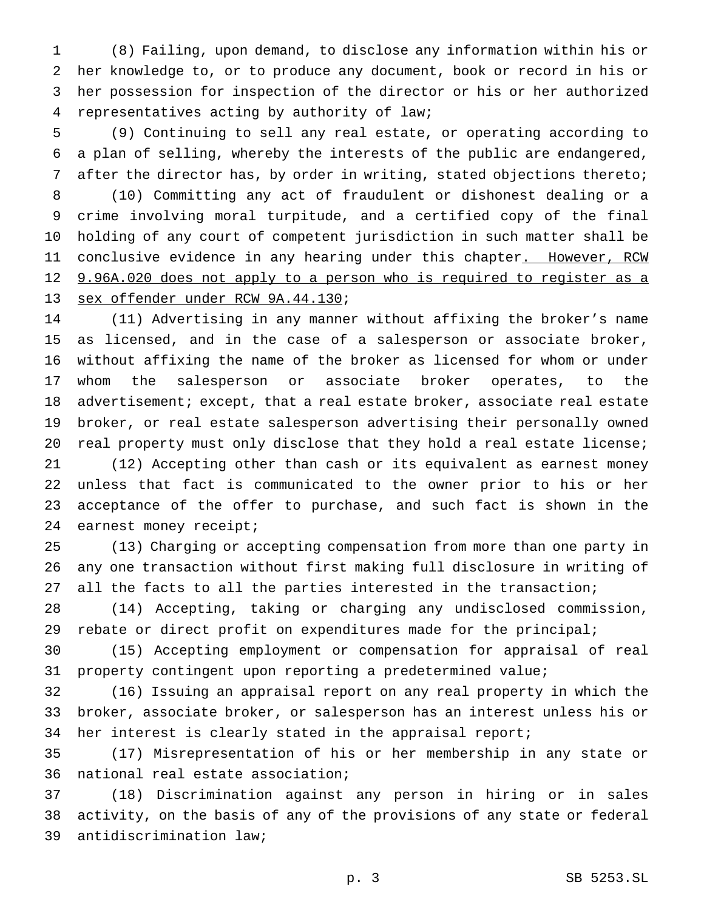(8) Failing, upon demand, to disclose any information within his or her knowledge to, or to produce any document, book or record in his or her possession for inspection of the director or his or her authorized representatives acting by authority of law;

(9) Continuing to sell any real estate, or operating according to a plan of selling, whereby the interests of the public are endangered, after the director has, by order in writing, stated objections thereto;

(10) Committing any act of fraudulent or dishonest dealing or a crime involving moral turpitude, and a certified copy of the final holding of any court of competent jurisdiction in such matter shall be conclusive evidence in any hearing under this chapter. However, RCW 9.96A.020 does not apply to a person who is required to register as a sex offender under RCW 9A.44.130;

(11) Advertising in any manner without affixing the broker's name as licensed, and in the case of a salesperson or associate broker, without affixing the name of the broker as licensed for whom or under whom the salesperson or associate broker operates, to the advertisement; except, that a real estate broker, associate real estate broker, or real estate salesperson advertising their personally owned real property must only disclose that they hold a real estate license;

(12) Accepting other than cash or its equivalent as earnest money unless that fact is communicated to the owner prior to his or her acceptance of the offer to purchase, and such fact is shown in the earnest money receipt;

(13) Charging or accepting compensation from more than one party in any one transaction without first making full disclosure in writing of all the facts to all the parties interested in the transaction;

(14) Accepting, taking or charging any undisclosed commission, rebate or direct profit on expenditures made for the principal;

(15) Accepting employment or compensation for appraisal of real property contingent upon reporting a predetermined value;

(16) Issuing an appraisal report on any real property in which the broker, associate broker, or salesperson has an interest unless his or her interest is clearly stated in the appraisal report;

(17) Misrepresentation of his or her membership in any state or national real estate association;

(18) Discrimination against any person in hiring or in sales activity, on the basis of any of the provisions of any state or federal antidiscrimination law;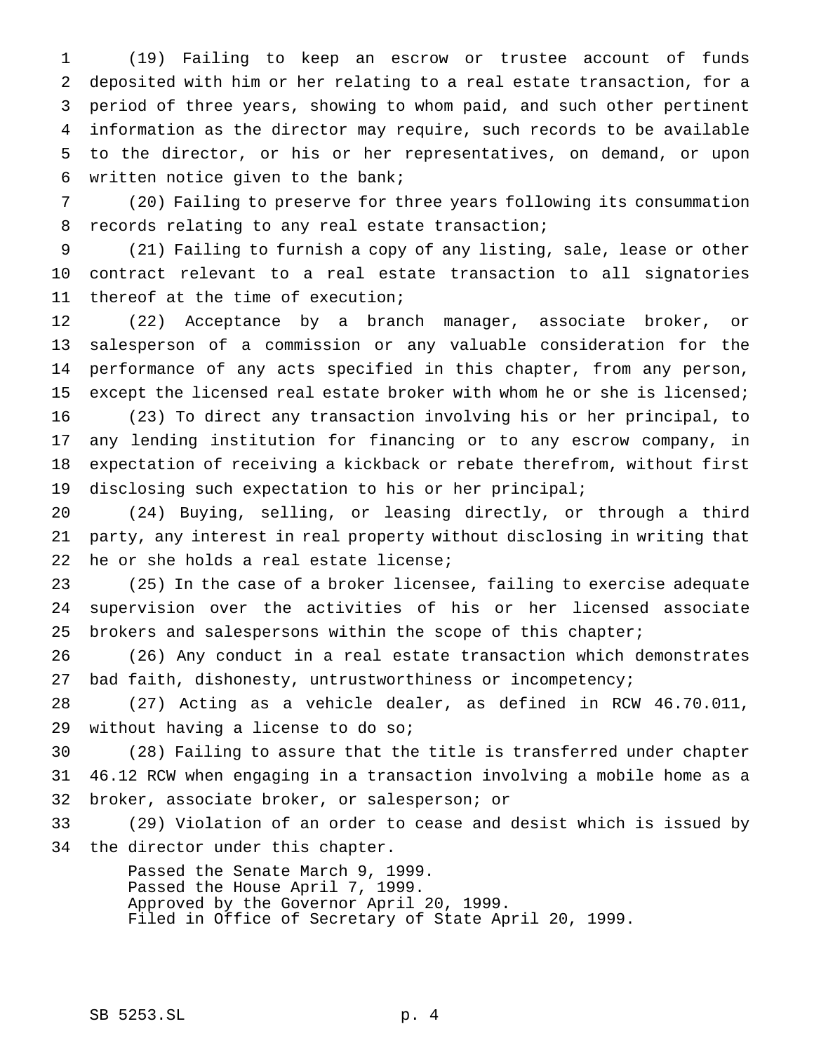(19) Failing to keep an escrow or trustee account of funds deposited with him or her relating to a real estate transaction, for a period of three years, showing to whom paid, and such other pertinent information as the director may require, such records to be available to the director, or his or her representatives, on demand, or upon written notice given to the bank;

(20) Failing to preserve for three years following its consummation records relating to any real estate transaction;

(21) Failing to furnish a copy of any listing, sale, lease or other contract relevant to a real estate transaction to all signatories thereof at the time of execution;

(22) Acceptance by a branch manager, associate broker, or salesperson of a commission or any valuable consideration for the performance of any acts specified in this chapter, from any person, except the licensed real estate broker with whom he or she is licensed;

(23) To direct any transaction involving his or her principal, to any lending institution for financing or to any escrow company, in expectation of receiving a kickback or rebate therefrom, without first disclosing such expectation to his or her principal;

(24) Buying, selling, or leasing directly, or through a third party, any interest in real property without disclosing in writing that he or she holds a real estate license;

(25) In the case of a broker licensee, failing to exercise adequate supervision over the activities of his or her licensed associate brokers and salespersons within the scope of this chapter;

(26) Any conduct in a real estate transaction which demonstrates bad faith, dishonesty, untrustworthiness or incompetency;

(27) Acting as a vehicle dealer, as defined in RCW 46.70.011, without having a license to do so;

(28) Failing to assure that the title is transferred under chapter 46.12 RCW when engaging in a transaction involving a mobile home as a broker, associate broker, or salesperson; or

(29) Violation of an order to cease and desist which is issued by the director under this chapter.

Passed the Senate March 9, 1999.
Passed the House April 7, 1999.
Approved by the Governor April 20, 1999.
Filed in Office of Secretary of State April 20, 1999.